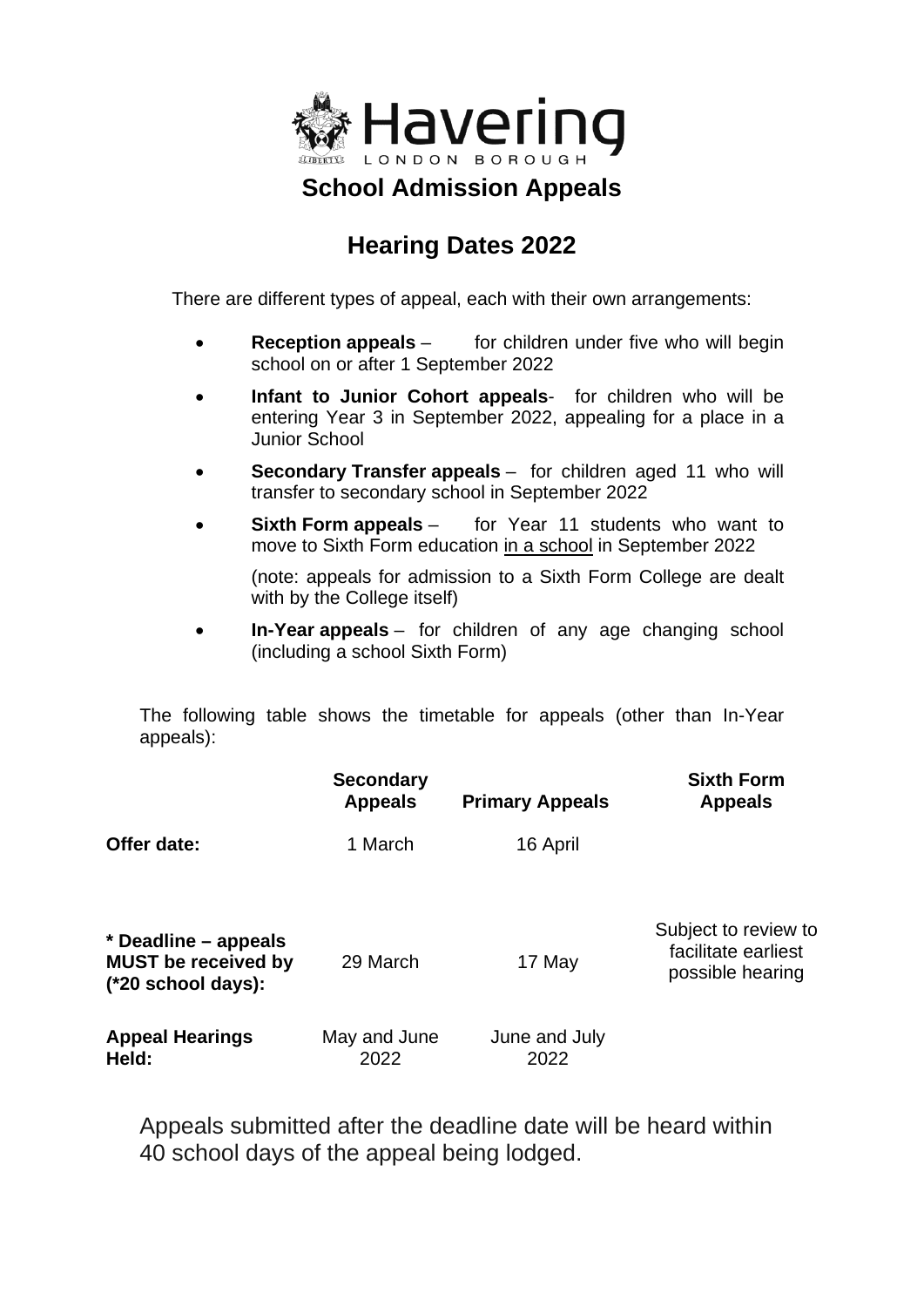# Havering

LONDON BOROUGH

## School Admission Appeals

## Hearing Dates 2022

There are different types of appeal, each with their own arrangements:

- **Reception appeals** – for children under five who will begin school on or after 1 September 2022
- **Infant to Junior Cohort appeals**- for children who will be entering Year 3 in September 2022, appealing for a place in a Junior School
- **Secondary Transfer appeals** – for children aged 11 who will transfer to secondary school in September 2022
- **Sixth Form appeals** – for Year 11 students who want to move to Sixth Form education <u>in a school</u> in September 2022

  (note: appeals for admission to a Sixth Form College are dealt with by the College itself)

- **In-Year appeals** – for children of any age changing school (including a school Sixth Form)

The following table shows the timetable for appeals (other than In-Year appeals):

| | **Secondary Appeals** | **Primary Appeals** | **Sixth Form Appeals** |
|---|---|---|---|
| **Offer date:** | 1 March | 16 April | |
| **\* Deadline – appeals MUST be received by (\*20 school days):** | 29 March | 17 May | Subject to review to facilitate earliest possible hearing |
| **Appeal Hearings Held:** | May and June 2022 | June and July 2022 | |

Appeals submitted after the deadline date will be heard within 40 school days of the appeal being lodged.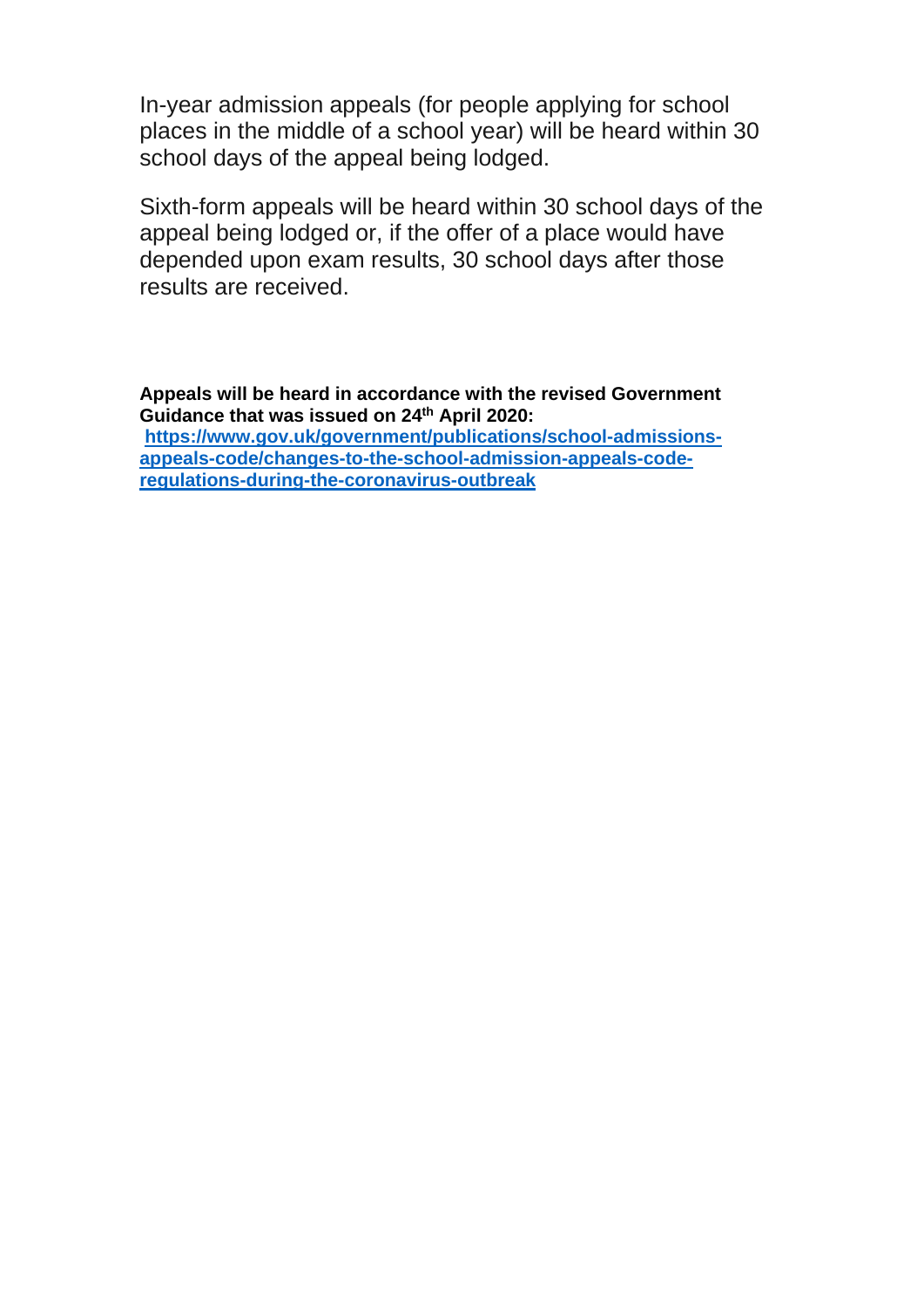In-year admission appeals (for people applying for school places in the middle of a school year) will be heard within 30 school days of the appeal being lodged.

Sixth-form appeals will be heard within 30 school days of the appeal being lodged or, if the offer of a place would have depended upon exam results, 30 school days after those results are received.

**Appeals will be heard in accordance with the revised Government Guidance that was issued on 24th April 2020:**
**[https://www.gov.uk/government/publications/school-admissions-appeals-code/changes-to-the-school-admission-appeals-code-regulations-during-the-coronavirus-outbreak](https://www.gov.uk/government/publications/school-admissions-appeals-code/changes-to-the-school-admission-appeals-code-regulations-during-the-coronavirus-outbreak)**